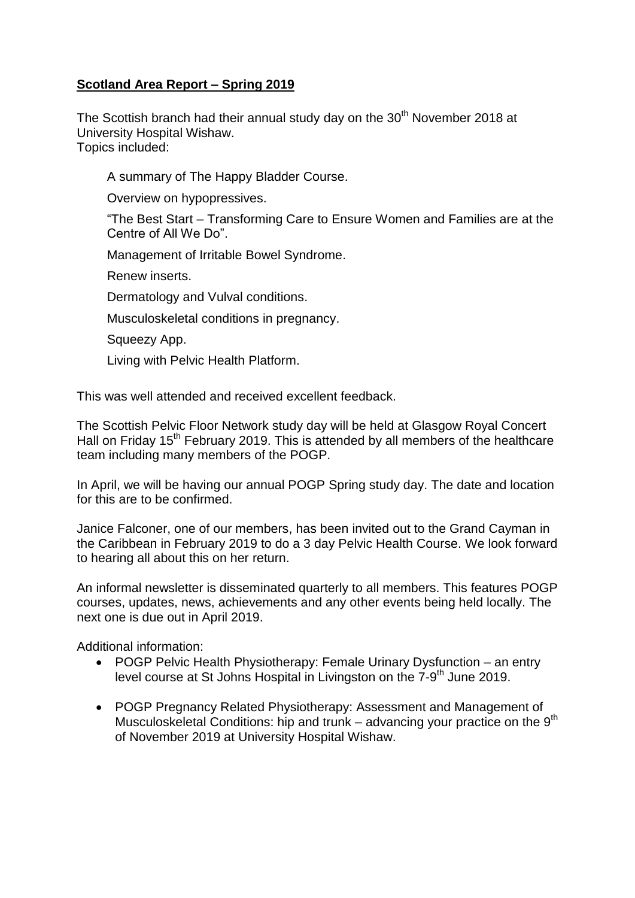## **Scotland Area Report – Spring 2019**

The Scottish branch had their annual study day on the 30th November 2018 at University Hospital Wishaw.
Topics included:

- A summary of The Happy Bladder Course.
- Overview on hypopressives.
- "The Best Start – Transforming Care to Ensure Women and Families are at the Centre of All We Do".
- Management of Irritable Bowel Syndrome.
- Renew inserts.
- Dermatology and Vulval conditions.
- Musculoskeletal conditions in pregnancy.
- Squeezy App.
- Living with Pelvic Health Platform.

This was well attended and received excellent feedback.

The Scottish Pelvic Floor Network study day will be held at Glasgow Royal Concert Hall on Friday 15th February 2019. This is attended by all members of the healthcare team including many members of the POGP.

In April, we will be having our annual POGP Spring study day. The date and location for this are to be confirmed.

Janice Falconer, one of our members, has been invited out to the Grand Cayman in the Caribbean in February 2019 to do a 3 day Pelvic Health Course. We look forward to hearing all about this on her return.

An informal newsletter is disseminated quarterly to all members. This features POGP courses, updates, news, achievements and any other events being held locally. The next one is due out in April 2019.

Additional information:

- POGP Pelvic Health Physiotherapy: Female Urinary Dysfunction – an entry level course at St Johns Hospital in Livingston on the 7-9th June 2019.
- POGP Pregnancy Related Physiotherapy: Assessment and Management of Musculoskeletal Conditions: hip and trunk – advancing your practice on the 9th of November 2019 at University Hospital Wishaw.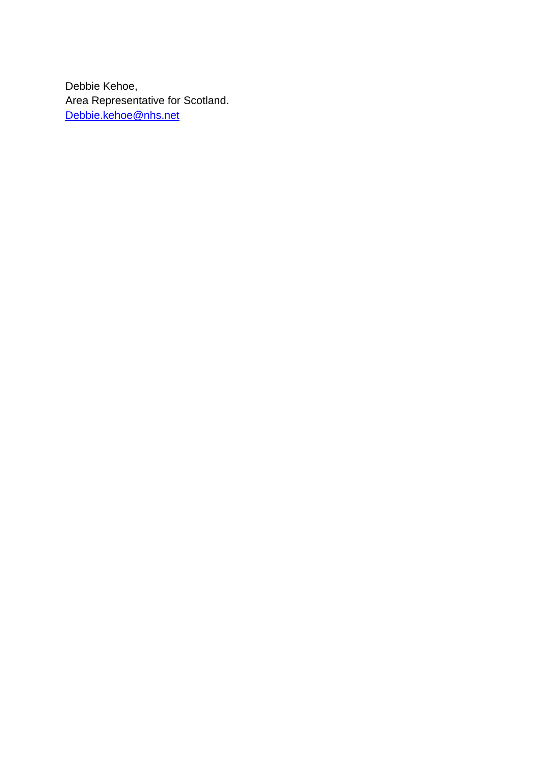Debbie Kehoe,
Area Representative for Scotland.
Debbie.kehoe@nhs.net